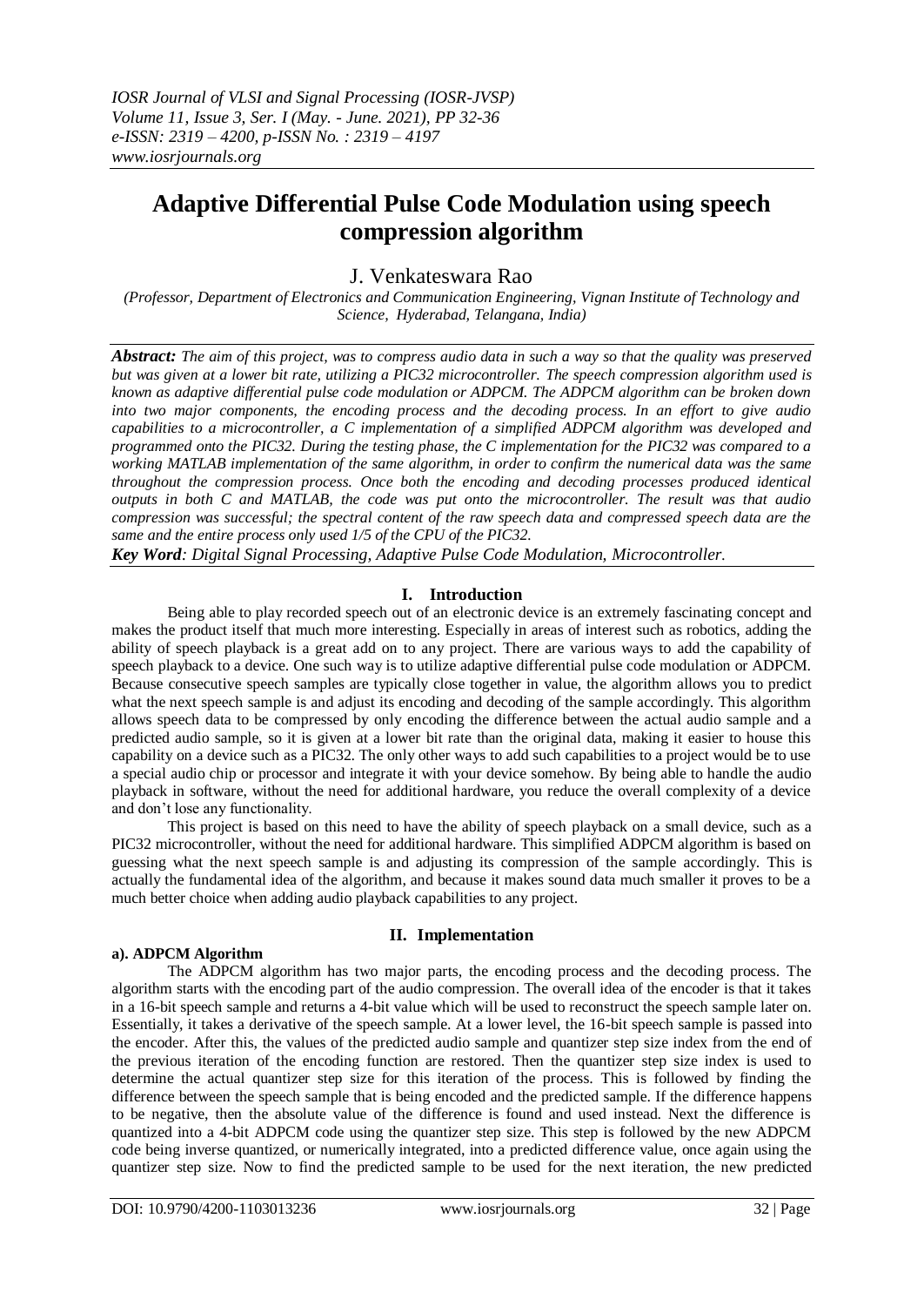# Adaptive Differential Pulse Code Modulation using speech compression algorithm

J. Venkateswara Rao

*(Professor, Department of Electronics and Communication Engineering, Vignan Institute of Technology and Science, Hyderabad, Telangana, India)*

***Abstract:*** *The aim of this project, was to compress audio data in such a way so that the quality was preserved but was given at a lower bit rate, utilizing a PIC32 microcontroller. The speech compression algorithm used is known as adaptive differential pulse code modulation or ADPCM. The ADPCM algorithm can be broken down into two major components, the encoding process and the decoding process. In an effort to give audio capabilities to a microcontroller, a C implementation of a simplified ADPCM algorithm was developed and programmed onto the PIC32. During the testing phase, the C implementation for the PIC32 was compared to a working MATLAB implementation of the same algorithm, in order to confirm the numerical data was the same throughout the compression process. Once both the encoding and decoding processes produced identical outputs in both C and MATLAB, the code was put onto the microcontroller. The result was that audio compression was successful; the spectral content of the raw speech data and compressed speech data are the same and the entire process only used 1/5 of the CPU of the PIC32.*

***Key Word****: Digital Signal Processing, Adaptive Pulse Code Modulation, Microcontroller.*

## I. Introduction

Being able to play recorded speech out of an electronic device is an extremely fascinating concept and makes the product itself that much more interesting. Especially in areas of interest such as robotics, adding the ability of speech playback is a great add on to any project. There are various ways to add the capability of speech playback to a device. One such way is to utilize adaptive differential pulse code modulation or ADPCM. Because consecutive speech samples are typically close together in value, the algorithm allows you to predict what the next speech sample is and adjust its encoding and decoding of the sample accordingly. This algorithm allows speech data to be compressed by only encoding the difference between the actual audio sample and a predicted audio sample, so it is given at a lower bit rate than the original data, making it easier to house this capability on a device such as a PIC32. The only other ways to add such capabilities to a project would be to use a special audio chip or processor and integrate it with your device somehow. By being able to handle the audio playback in software, without the need for additional hardware, you reduce the overall complexity of a device and don't lose any functionality.

This project is based on this need to have the ability of speech playback on a small device, such as a PIC32 microcontroller, without the need for additional hardware. This simplified ADPCM algorithm is based on guessing what the next speech sample is and adjusting its compression of the sample accordingly. This is actually the fundamental idea of the algorithm, and because it makes sound data much smaller it proves to be a much better choice when adding audio playback capabilities to any project.

## II. Implementation

### a). ADPCM Algorithm

The ADPCM algorithm has two major parts, the encoding process and the decoding process. The algorithm starts with the encoding part of the audio compression. The overall idea of the encoder is that it takes in a 16-bit speech sample and returns a 4-bit value which will be used to reconstruct the speech sample later on. Essentially, it takes a derivative of the speech sample. At a lower level, the 16-bit speech sample is passed into the encoder. After this, the values of the predicted audio sample and quantizer step size index from the end of the previous iteration of the encoding function are restored. Then the quantizer step size index is used to determine the actual quantizer step size for this iteration of the process. This is followed by finding the difference between the speech sample that is being encoded and the predicted sample. If the difference happens to be negative, then the absolute value of the difference is found and used instead. Next the difference is quantized into a 4-bit ADPCM code using the quantizer step size. This step is followed by the new ADPCM code being inverse quantized, or numerically integrated, into a predicted difference value, once again using the quantizer step size. Now to find the predicted sample to be used for the next iteration, the new predicted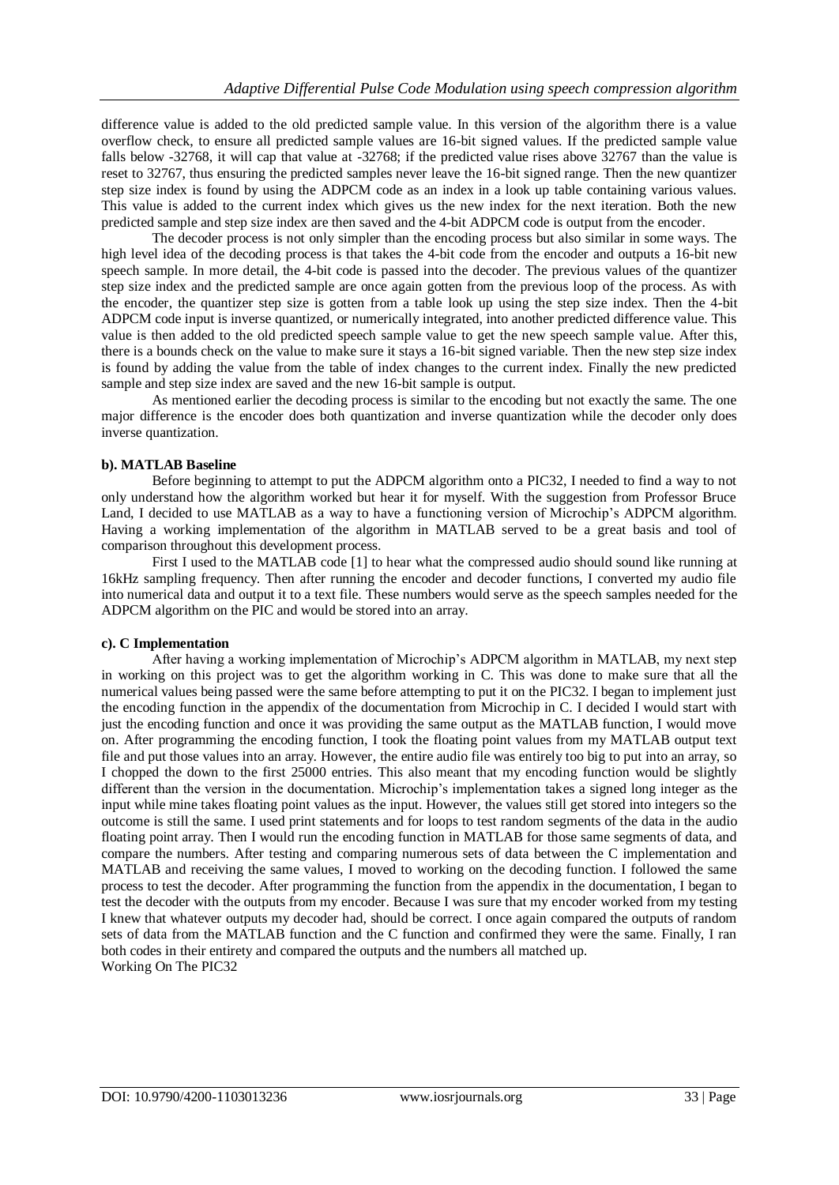difference value is added to the old predicted sample value. In this version of the algorithm there is a value overflow check, to ensure all predicted sample values are 16-bit signed values. If the predicted sample value falls below -32768, it will cap that value at -32768; if the predicted value rises above 32767 than the value is reset to 32767, thus ensuring the predicted samples never leave the 16-bit signed range. Then the new quantizer step size index is found by using the ADPCM code as an index in a look up table containing various values. This value is added to the current index which gives us the new index for the next iteration. Both the new predicted sample and step size index are then saved and the 4-bit ADPCM code is output from the encoder.

The decoder process is not only simpler than the encoding process but also similar in some ways. The high level idea of the decoding process is that takes the 4-bit code from the encoder and outputs a 16-bit new speech sample. In more detail, the 4-bit code is passed into the decoder. The previous values of the quantizer step size index and the predicted sample are once again gotten from the previous loop of the process. As with the encoder, the quantizer step size is gotten from a table look up using the step size index. Then the 4-bit ADPCM code input is inverse quantized, or numerically integrated, into another predicted difference value. This value is then added to the old predicted speech sample value to get the new speech sample value. After this, there is a bounds check on the value to make sure it stays a 16-bit signed variable. Then the new step size index is found by adding the value from the table of index changes to the current index. Finally the new predicted sample and step size index are saved and the new 16-bit sample is output.

As mentioned earlier the decoding process is similar to the encoding but not exactly the same. The one major difference is the encoder does both quantization and inverse quantization while the decoder only does inverse quantization.

**b). MATLAB Baseline**

Before beginning to attempt to put the ADPCM algorithm onto a PIC32, I needed to find a way to not only understand how the algorithm worked but hear it for myself. With the suggestion from Professor Bruce Land, I decided to use MATLAB as a way to have a functioning version of Microchip's ADPCM algorithm. Having a working implementation of the algorithm in MATLAB served to be a great basis and tool of comparison throughout this development process.

First I used to the MATLAB code [1] to hear what the compressed audio should sound like running at 16kHz sampling frequency. Then after running the encoder and decoder functions, I converted my audio file into numerical data and output it to a text file. These numbers would serve as the speech samples needed for the ADPCM algorithm on the PIC and would be stored into an array.

**c). C Implementation**

After having a working implementation of Microchip's ADPCM algorithm in MATLAB, my next step in working on this project was to get the algorithm working in C. This was done to make sure that all the numerical values being passed were the same before attempting to put it on the PIC32. I began to implement just the encoding function in the appendix of the documentation from Microchip in C. I decided I would start with just the encoding function and once it was providing the same output as the MATLAB function, I would move on. After programming the encoding function, I took the floating point values from my MATLAB output text file and put those values into an array. However, the entire audio file was entirely too big to put into an array, so I chopped the down to the first 25000 entries. This also meant that my encoding function would be slightly different than the version in the documentation. Microchip's implementation takes a signed long integer as the input while mine takes floating point values as the input. However, the values still get stored into integers so the outcome is still the same. I used print statements and for loops to test random segments of the data in the audio floating point array. Then I would run the encoding function in MATLAB for those same segments of data, and compare the numbers. After testing and comparing numerous sets of data between the C implementation and MATLAB and receiving the same values, I moved to working on the decoding function. I followed the same process to test the decoder. After programming the function from the appendix in the documentation, I began to test the decoder with the outputs from my encoder. Because I was sure that my encoder worked from my testing I knew that whatever outputs my decoder had, should be correct. I once again compared the outputs of random sets of data from the MATLAB function and the C function and confirmed they were the same. Finally, I ran both codes in their entirety and compared the outputs and the numbers all matched up.

Working On The PIC32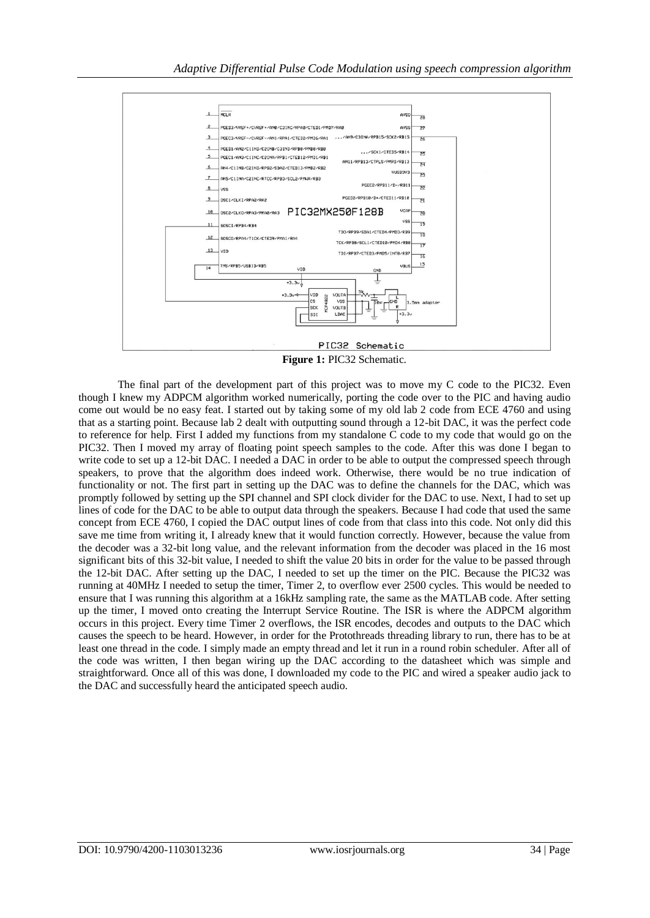**Figure 1:** PIC32 Schematic.

The final part of the development part of this project was to move my C code to the PIC32. Even though I knew my ADPCM algorithm worked numerically, porting the code over to the PIC and having audio come out would be no easy feat. I started out by taking some of my old lab 2 code from ECE 4760 and using that as a starting point. Because lab 2 dealt with outputting sound through a 12-bit DAC, it was the perfect code to reference for help. First I added my functions from my standalone C code to my code that would go on the PIC32. Then I moved my array of floating point speech samples to the code. After this was done I began to write code to set up a 12-bit DAC. I needed a DAC in order to be able to output the compressed speech through speakers, to prove that the algorithm does indeed work. Otherwise, there would be no true indication of functionality or not. The first part in setting up the DAC was to define the channels for the DAC, which was promptly followed by setting up the SPI channel and SPI clock divider for the DAC to use. Next, I had to set up lines of code for the DAC to be able to output data through the speakers. Because I had code that used the same concept from ECE 4760, I copied the DAC output lines of code from that class into this code. Not only did this save me time from writing it, I already knew that it would function correctly. However, because the value from the decoder was a 32-bit long value, and the relevant information from the decoder was placed in the 16 most significant bits of this 32-bit value, I needed to shift the value 20 bits in order for the value to be passed through the 12-bit DAC. After setting up the DAC, I needed to set up the timer on the PIC. Because the PIC32 was running at 40MHz I needed to setup the timer, Timer 2, to overflow ever 2500 cycles. This would be needed to ensure that I was running this algorithm at a 16kHz sampling rate, the same as the MATLAB code. After setting up the timer, I moved onto creating the Interrupt Service Routine. The ISR is where the ADPCM algorithm occurs in this project. Every time Timer 2 overflows, the ISR encodes, decodes and outputs to the DAC which causes the speech to be heard. However, in order for the Protothreads threading library to run, there has to be at least one thread in the code. I simply made an empty thread and let it run in a round robin scheduler. After all of the code was written, I then began wiring up the DAC according to the datasheet which was simple and straightforward. Once all of this was done, I downloaded my code to the PIC and wired a speaker audio jack to the DAC and successfully heard the anticipated speech audio.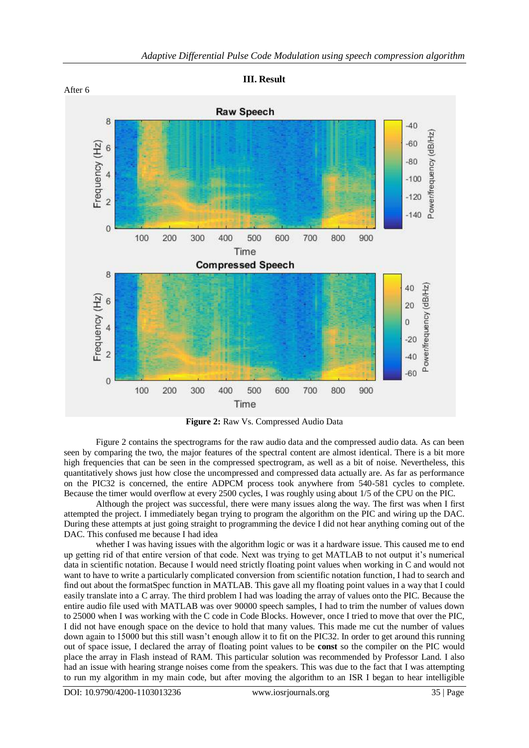## III. Result

After 6

Raw Speech

Frequency (Hz)

8
6
4
2
0

100 200 300 400 500 600 700 800 900

Time

-40
-60
-80
-100
-120
-140

Power/frequency (dB/Hz)

Compressed Speech

Frequency (Hz)

8
6
4
2
0

100 200 300 400 500 600 700 800 900

Time

40
20
0
-20
-40
-60

Power/frequency (dB/Hz)

**Figure 2:** Raw Vs. Compressed Audio Data

Figure 2 contains the spectrograms for the raw audio data and the compressed audio data. As can been seen by comparing the two, the major features of the spectral content are almost identical. There is a bit more high frequencies that can be seen in the compressed spectrogram, as well as a bit of noise. Nevertheless, this quantitatively shows just how close the uncompressed and compressed data actually are. As far as performance on the PIC32 is concerned, the entire ADPCM process took anywhere from 540-581 cycles to complete. Because the timer would overflow at every 2500 cycles, I was roughly using about 1/5 of the CPU on the PIC.

Although the project was successful, there were many issues along the way. The first was when I first attempted the project. I immediately began trying to program the algorithm on the PIC and wiring up the DAC. During these attempts at just going straight to programming the device I did not hear anything coming out of the DAC. This confused me because I had idea

whether I was having issues with the algorithm logic or was it a hardware issue. This caused me to end up getting rid of that entire version of that code. Next was trying to get MATLAB to not output it's numerical data in scientific notation. Because I would need strictly floating point values when working in C and would not want to have to write a particularly complicated conversion from scientific notation function, I had to search and find out about the formatSpec function in MATLAB. This gave all my floating point values in a way that I could easily translate into a C array. The third problem I had was loading the array of values onto the PIC. Because the entire audio file used with MATLAB was over 90000 speech samples, I had to trim the number of values down to 25000 when I was working with the C code in Code Blocks. However, once I tried to move that over the PIC, I did not have enough space on the device to hold that many values. This made me cut the number of values down again to 15000 but this still wasn't enough allow it to fit on the PIC32. In order to get around this running out of space issue, I declared the array of floating point values to be **const** so the compiler on the PIC would place the array in Flash instead of RAM. This particular solution was recommended by Professor Land. I also had an issue with hearing strange noises come from the speakers. This was due to the fact that I was attempting to run my algorithm in my main code, but after moving the algorithm to an ISR I began to hear intelligible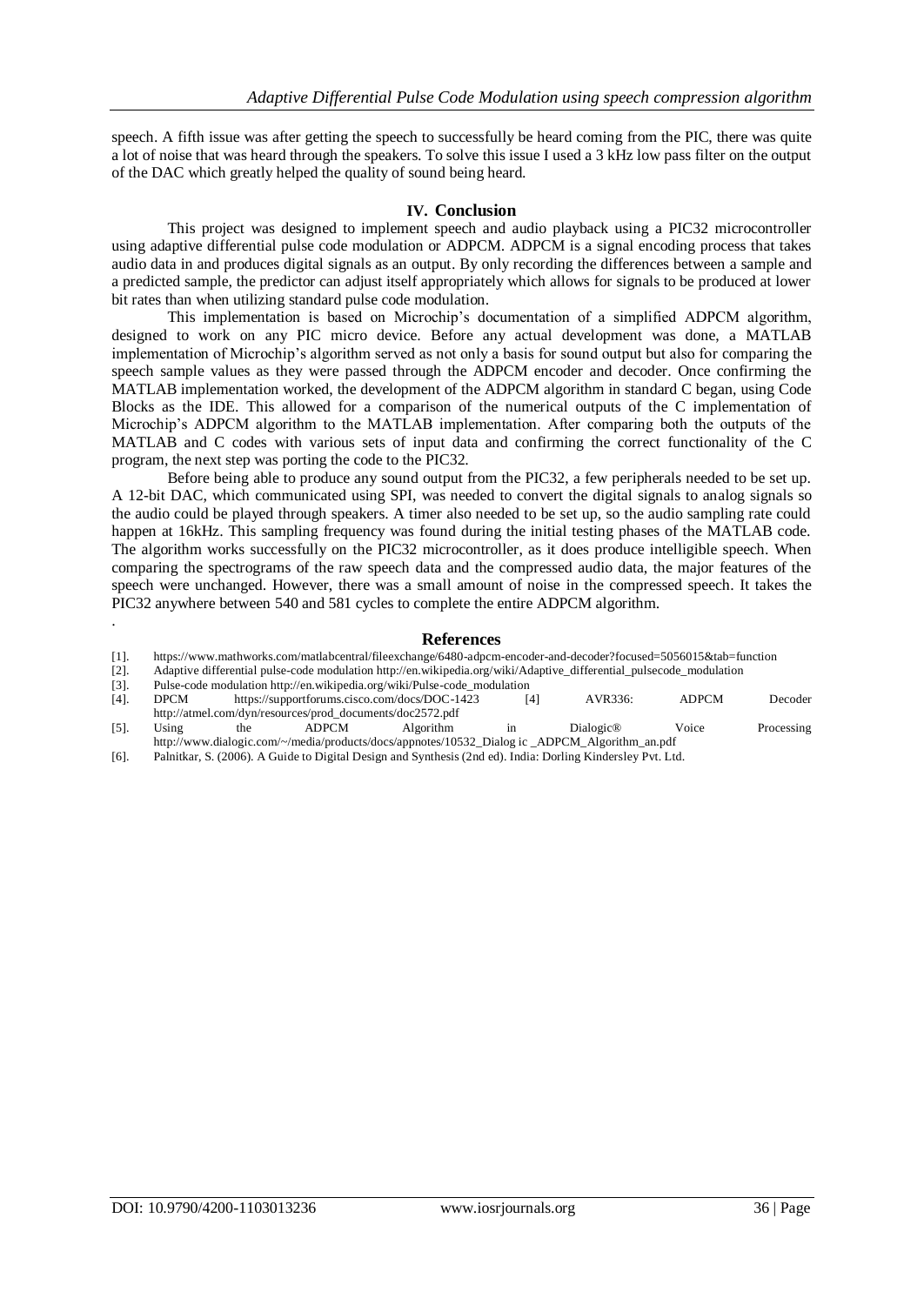speech. A fifth issue was after getting the speech to successfully be heard coming from the PIC, there was quite a lot of noise that was heard through the speakers. To solve this issue I used a 3 kHz low pass filter on the output of the DAC which greatly helped the quality of sound being heard.

## IV. Conclusion

This project was designed to implement speech and audio playback using a PIC32 microcontroller using adaptive differential pulse code modulation or ADPCM. ADPCM is a signal encoding process that takes audio data in and produces digital signals as an output. By only recording the differences between a sample and a predicted sample, the predictor can adjust itself appropriately which allows for signals to be produced at lower bit rates than when utilizing standard pulse code modulation.

This implementation is based on Microchip's documentation of a simplified ADPCM algorithm, designed to work on any PIC micro device. Before any actual development was done, a MATLAB implementation of Microchip's algorithm served as not only a basis for sound output but also for comparing the speech sample values as they were passed through the ADPCM encoder and decoder. Once confirming the MATLAB implementation worked, the development of the ADPCM algorithm in standard C began, using Code Blocks as the IDE. This allowed for a comparison of the numerical outputs of the C implementation of Microchip's ADPCM algorithm to the MATLAB implementation. After comparing both the outputs of the MATLAB and C codes with various sets of input data and confirming the correct functionality of the C program, the next step was porting the code to the PIC32.

Before being able to produce any sound output from the PIC32, a few peripherals needed to be set up. A 12-bit DAC, which communicated using SPI, was needed to convert the digital signals to analog signals so the audio could be played through speakers. A timer also needed to be set up, so the audio sampling rate could happen at 16kHz. This sampling frequency was found during the initial testing phases of the MATLAB code. The algorithm works successfully on the PIC32 microcontroller, as it does produce intelligible speech. When comparing the spectrograms of the raw speech data and the compressed audio data, the major features of the speech were unchanged. However, there was a small amount of noise in the compressed speech. It takes the PIC32 anywhere between 540 and 581 cycles to complete the entire ADPCM algorithm.

.

## References

[1]. https://www.mathworks.com/matlabcentral/fileexchange/6480-adpcm-encoder-and-decoder?focused=5056015&tab=function

[2]. Adaptive differential pulse-code modulation http://en.wikipedia.org/wiki/Adaptive_differential_pulsecode_modulation

[3]. Pulse-code modulation http://en.wikipedia.org/wiki/Pulse-code_modulation

[4]. DPCM https://supportforums.cisco.com/docs/DOC-1423 [4] AVR336: ADPCM Decoder http://atmel.com/dyn/resources/prod_documents/doc2572.pdf

[5]. Using the ADPCM Algorithm in Dialogic® Voice Processing http://www.dialogic.com/~/media/products/docs/appnotes/10532_Dialog ic _ADPCM_Algorithm_an.pdf

[6]. Palnitkar, S. (2006). A Guide to Digital Design and Synthesis (2nd ed). India: Dorling Kindersley Pvt. Ltd.